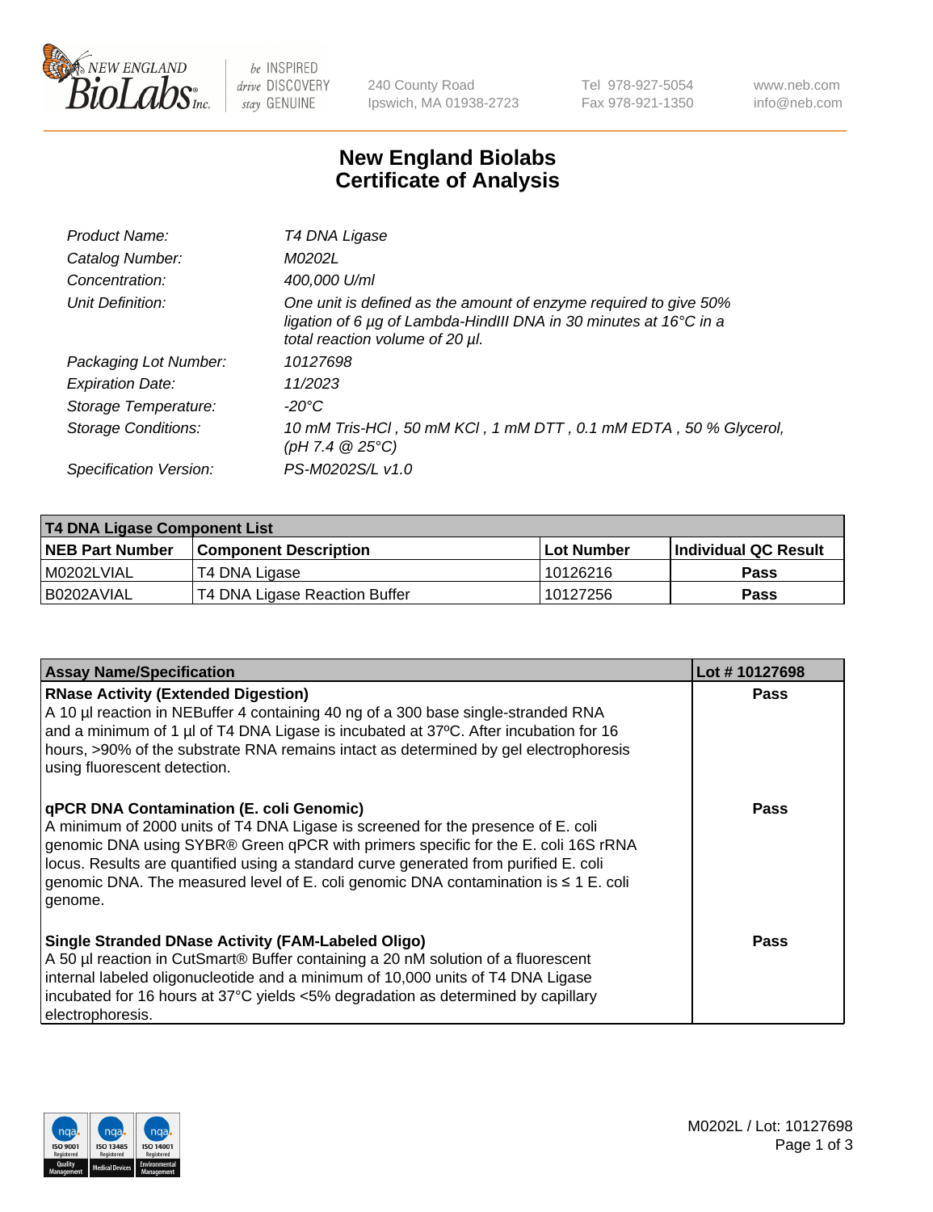New England BioLabs Inc. — be INSPIRED drive DISCOVERY stay GENUINE

240 County Road
Ipswich, MA 01938-2723

Tel 978-927-5054
Fax 978-921-1350

www.neb.com
info@neb.com

# New England Biolabs
# Certificate of Analysis

| | |
|---|---|
| *Product Name:* | *T4 DNA Ligase* |
| *Catalog Number:* | *M0202L* |
| *Concentration:* | *400,000 U/ml* |
| *Unit Definition:* | *One unit is defined as the amount of enzyme required to give 50% ligation of 6 µg of Lambda-HindIII DNA in 30 minutes at 16°C in a total reaction volume of 20 µl.* |
| *Packaging Lot Number:* | *10127698* |
| *Expiration Date:* | *11/2023* |
| *Storage Temperature:* | *-20°C* |
| *Storage Conditions:* | *10 mM Tris-HCl , 50 mM KCl , 1 mM DTT , 0.1 mM EDTA , 50 % Glycerol, (pH 7.4 @ 25°C)* |
| *Specification Version:* | *PS-M0202S/L v1.0* |

| **T4 DNA Ligase Component List** | | | |
|---|---|---|---|
| **NEB Part Number** | **Component Description** | **Lot Number** | **Individual QC Result** |
| M0202LVIAL | T4 DNA Ligase | 10126216 | **Pass** |
| B0202AVIAL | T4 DNA Ligase Reaction Buffer | 10127256 | **Pass** |

| **Assay Name/Specification** | **Lot # 10127698** |
|---|---|
| **RNase Activity (Extended Digestion)**<br>A 10 µl reaction in NEBuffer 4 containing 40 ng of a 300 base single-stranded RNA and a minimum of 1 µl of T4 DNA Ligase is incubated at 37ºC. After incubation for 16 hours, >90% of the substrate RNA remains intact as determined by gel electrophoresis using fluorescent detection. | **Pass** |
| **qPCR DNA Contamination (E. coli Genomic)**<br>A minimum of 2000 units of T4 DNA Ligase is screened for the presence of E. coli genomic DNA using SYBR® Green qPCR with primers specific for the E. coli 16S rRNA locus. Results are quantified using a standard curve generated from purified E. coli genomic DNA. The measured level of E. coli genomic DNA contamination is ≤ 1 E. coli genome. | **Pass** |
| **Single Stranded DNase Activity (FAM-Labeled Oligo)**<br>A 50 µl reaction in CutSmart® Buffer containing a 20 nM solution of a fluorescent internal labeled oligonucleotide and a minimum of 10,000 units of T4 DNA Ligase incubated for 16 hours at 37°C yields <5% degradation as determined by capillary electrophoresis. | **Pass** |

M0202L / Lot: 10127698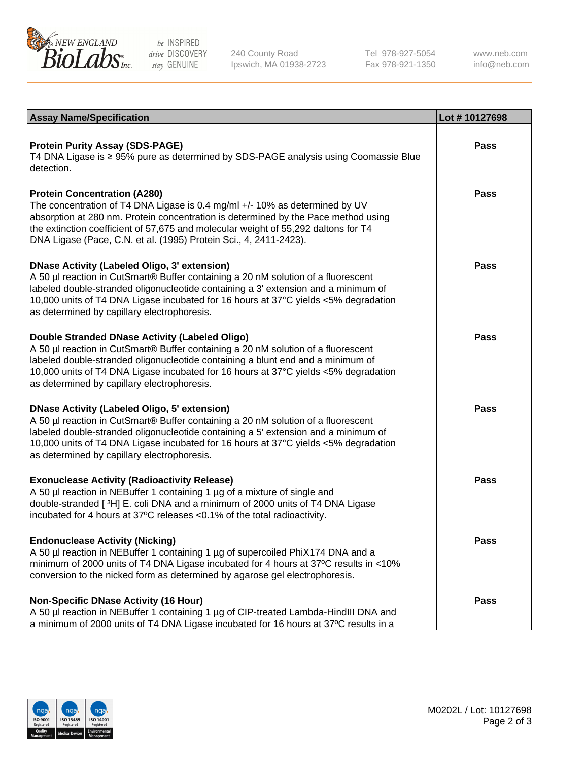| Assay Name/Specification | Lot # 10127698 |
| --- | --- |
| **Protein Purity Assay (SDS-PAGE)**<br>T4 DNA Ligase is ≥ 95% pure as determined by SDS-PAGE analysis using Coomassie Blue detection. | Pass |
| **Protein Concentration (A280)**<br>The concentration of T4 DNA Ligase is 0.4 mg/ml +/- 10% as determined by UV absorption at 280 nm. Protein concentration is determined by the Pace method using the extinction coefficient of 57,675 and molecular weight of 55,292 daltons for T4 DNA Ligase (Pace, C.N. et al. (1995) Protein Sci., 4, 2411-2423). | Pass |
| **DNase Activity (Labeled Oligo, 3' extension)**<br>A 50 µl reaction in CutSmart® Buffer containing a 20 nM solution of a fluorescent labeled double-stranded oligonucleotide containing a 3' extension and a minimum of 10,000 units of T4 DNA Ligase incubated for 16 hours at 37°C yields <5% degradation as determined by capillary electrophoresis. | Pass |
| **Double Stranded DNase Activity (Labeled Oligo)**<br>A 50 µl reaction in CutSmart® Buffer containing a 20 nM solution of a fluorescent labeled double-stranded oligonucleotide containing a blunt end and a minimum of 10,000 units of T4 DNA Ligase incubated for 16 hours at 37°C yields <5% degradation as determined by capillary electrophoresis. | Pass |
| **DNase Activity (Labeled Oligo, 5' extension)**<br>A 50 µl reaction in CutSmart® Buffer containing a 20 nM solution of a fluorescent labeled double-stranded oligonucleotide containing a 5' extension and a minimum of 10,000 units of T4 DNA Ligase incubated for 16 hours at 37°C yields <5% degradation as determined by capillary electrophoresis. | Pass |
| **Exonuclease Activity (Radioactivity Release)**<br>A 50 µl reaction in NEBuffer 1 containing 1 µg of a mixture of single and double-stranded [ $^{3}$H] E. coli DNA and a minimum of 2000 units of T4 DNA Ligase incubated for 4 hours at 37ºC releases <0.1% of the total radioactivity. | Pass |
| **Endonuclease Activity (Nicking)**<br>A 50 µl reaction in NEBuffer 1 containing 1 µg of supercoiled PhiX174 DNA and a minimum of 2000 units of T4 DNA Ligase incubated for 4 hours at 37ºC results in <10% conversion to the nicked form as determined by agarose gel electrophoresis. | Pass |
| **Non-Specific DNase Activity (16 Hour)**<br>A 50 µl reaction in NEBuffer 1 containing 1 µg of CIP-treated Lambda-HindIII DNA and a minimum of 2000 units of T4 DNA Ligase incubated for 16 hours at 37ºC results in a | Pass |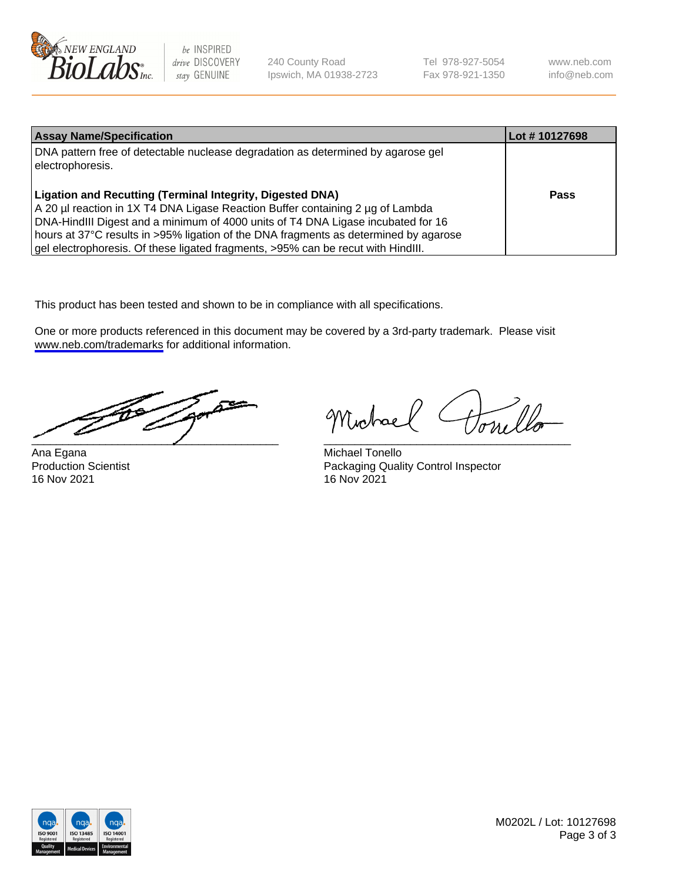| Assay Name/Specification | Lot # 10127698 |
| --- | --- |
| DNA pattern free of detectable nuclease degradation as determined by agarose gel electrophoresis. | |
| **Ligation and Recutting (Terminal Integrity, Digested DNA)**<br>A 20 µl reaction in 1X T4 DNA Ligase Reaction Buffer containing 2 µg of Lambda DNA-HindIII Digest and a minimum of 4000 units of T4 DNA Ligase incubated for 16 hours at 37°C results in >95% ligation of the DNA fragments as determined by agarose gel electrophoresis. Of these ligated fragments, >95% can be recut with HindIII. | **Pass** |

This product has been tested and shown to be in compliance with all specifications.

One or more products referenced in this document may be covered by a 3rd-party trademark. Please visit www.neb.com/trademarks for additional information.

Ana Egana
Production Scientist
16 Nov 2021

Michael Tonello
Packaging Quality Control Inspector
16 Nov 2021

M0202L / Lot: 10127698